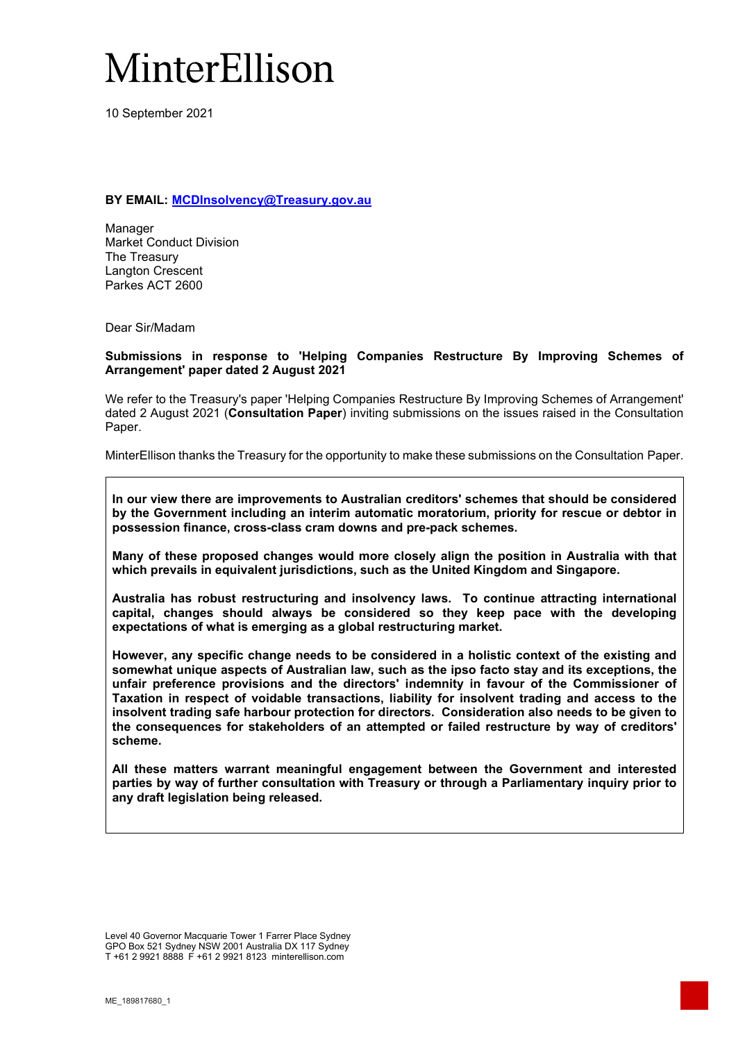# MinterEllison

10 September 2021

**BY EMAIL: MCDInsolvency@Treasury.gov.au**

Manager
Market Conduct Division
The Treasury
Langton Crescent
Parkes ACT 2600

Dear Sir/Madam

**Submissions in response to 'Helping Companies Restructure By Improving Schemes of Arrangement' paper dated 2 August 2021**

We refer to the Treasury's paper 'Helping Companies Restructure By Improving Schemes of Arrangement' dated 2 August 2021 (**Consultation Paper**) inviting submissions on the issues raised in the Consultation Paper.

MinterEllison thanks the Treasury for the opportunity to make these submissions on the Consultation Paper.

**In our view there are improvements to Australian creditors' schemes that should be considered by the Government including an interim automatic moratorium, priority for rescue or debtor in possession finance, cross-class cram downs and pre-pack schemes.**

**Many of these proposed changes would more closely align the position in Australia with that which prevails in equivalent jurisdictions, such as the United Kingdom and Singapore.**

**Australia has robust restructuring and insolvency laws. To continue attracting international capital, changes should always be considered so they keep pace with the developing expectations of what is emerging as a global restructuring market.**

**However, any specific change needs to be considered in a holistic context of the existing and somewhat unique aspects of Australian law, such as the ipso facto stay and its exceptions, the unfair preference provisions and the directors' indemnity in favour of the Commissioner of Taxation in respect of voidable transactions, liability for insolvent trading and access to the insolvent trading safe harbour protection for directors. Consideration also needs to be given to the consequences for stakeholders of an attempted or failed restructure by way of creditors' scheme.**

**All these matters warrant meaningful engagement between the Government and interested parties by way of further consultation with Treasury or through a Parliamentary inquiry prior to any draft legislation being released.**

Level 40 Governor Macquarie Tower 1 Farrer Place Sydney
GPO Box 521 Sydney NSW 2001 Australia DX 117 Sydney
T +61 2 9921 8888 F +61 2 9921 8123 minterellison.com

ME_189817680_1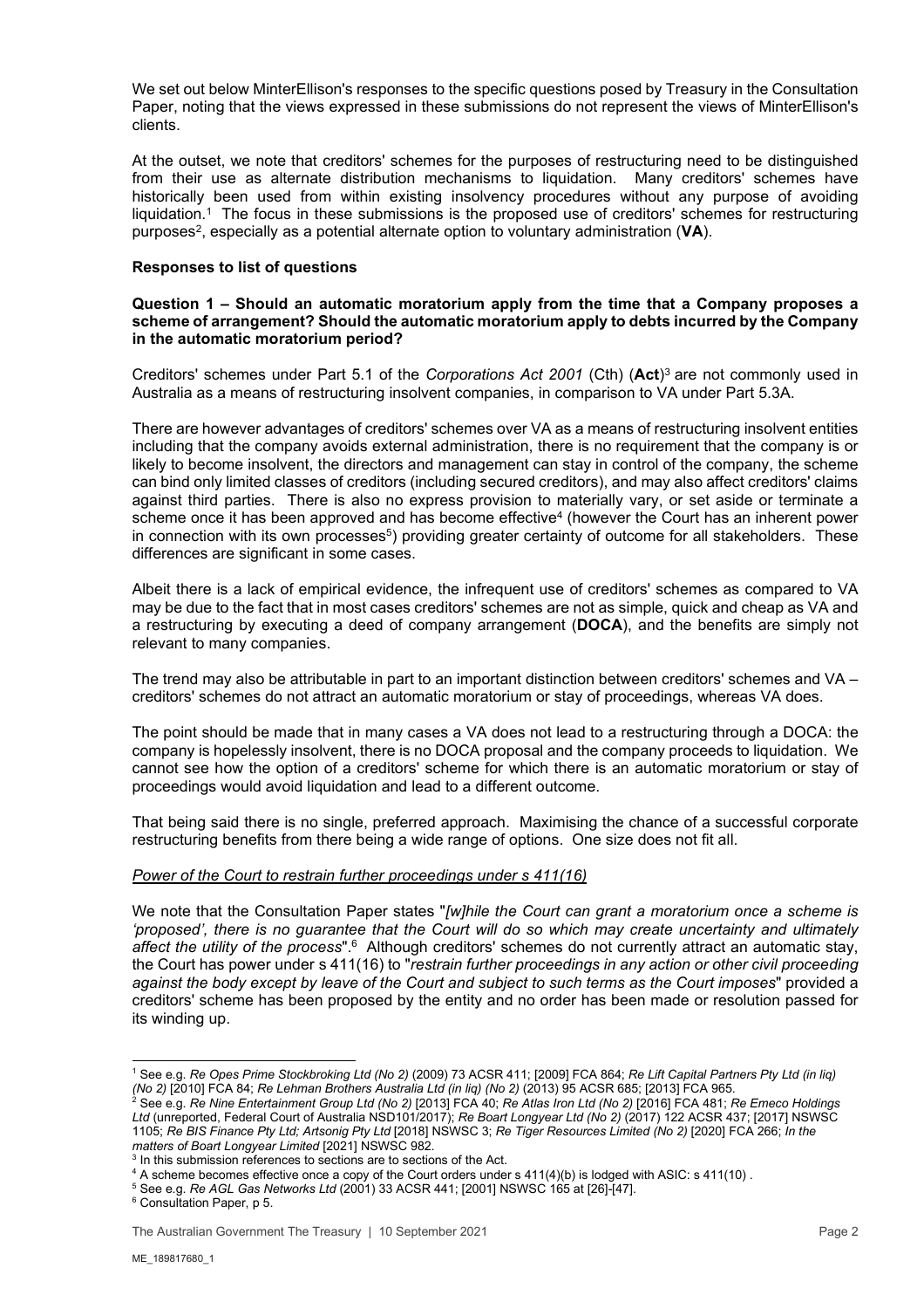We set out below MinterEllison's responses to the specific questions posed by Treasury in the Consultation Paper, noting that the views expressed in these submissions do not represent the views of MinterEllison's clients.

At the outset, we note that creditors' schemes for the purposes of restructuring need to be distinguished from their use as alternate distribution mechanisms to liquidation. Many creditors' schemes have historically been used from within existing insolvency procedures without any purpose of avoiding liquidation.[1] The focus in these submissions is the proposed use of creditors' schemes for restructuring purposes[2], especially as a potential alternate option to voluntary administration (**VA**).

**Responses to list of questions**

**Question 1 – Should an automatic moratorium apply from the time that a Company proposes a scheme of arrangement? Should the automatic moratorium apply to debts incurred by the Company in the automatic moratorium period?**

Creditors' schemes under Part 5.1 of the *Corporations Act 2001* (Cth) (**Act**)[3] are not commonly used in Australia as a means of restructuring insolvent companies, in comparison to VA under Part 5.3A.

There are however advantages of creditors' schemes over VA as a means of restructuring insolvent entities including that the company avoids external administration, there is no requirement that the company is or likely to become insolvent, the directors and management can stay in control of the company, the scheme can bind only limited classes of creditors (including secured creditors), and may also affect creditors' claims against third parties. There is also no express provision to materially vary, or set aside or terminate a scheme once it has been approved and has become effective[4] (however the Court has an inherent power in connection with its own processes[5]) providing greater certainty of outcome for all stakeholders. These differences are significant in some cases.

Albeit there is a lack of empirical evidence, the infrequent use of creditors' schemes as compared to VA may be due to the fact that in most cases creditors' schemes are not as simple, quick and cheap as VA and a restructuring by executing a deed of company arrangement (**DOCA**), and the benefits are simply not relevant to many companies.

The trend may also be attributable in part to an important distinction between creditors' schemes and VA – creditors' schemes do not attract an automatic moratorium or stay of proceedings, whereas VA does.

The point should be made that in many cases a VA does not lead to a restructuring through a DOCA: the company is hopelessly insolvent, there is no DOCA proposal and the company proceeds to liquidation. We cannot see how the option of a creditors' scheme for which there is an automatic moratorium or stay of proceedings would avoid liquidation and lead to a different outcome.

That being said there is no single, preferred approach. Maximising the chance of a successful corporate restructuring benefits from there being a wide range of options. One size does not fit all.

*Power of the Court to restrain further proceedings under s 411(16)*

We note that the Consultation Paper states "*[w]hile the Court can grant a moratorium once a scheme is 'proposed', there is no guarantee that the Court will do so which may create uncertainty and ultimately affect the utility of the process*".[6] Although creditors' schemes do not currently attract an automatic stay, the Court has power under s 411(16) to "*restrain further proceedings in any action or other civil proceeding against the body except by leave of the Court and subject to such terms as the Court imposes*" provided a creditors' scheme has been proposed by the entity and no order has been made or resolution passed for its winding up.

---

[1] See e.g. *Re Opes Prime Stockbroking Ltd (No 2)* (2009) 73 ACSR 411; [2009] FCA 864; *Re Lift Capital Partners Pty Ltd (in liq) (No 2)* [2010] FCA 84; *Re Lehman Brothers Australia Ltd (in liq) (No 2)* (2013) 95 ACSR 685; [2013] FCA 965.

[2] See e.g. *Re Nine Entertainment Group Ltd (No 2)* [2013] FCA 40; *Re Atlas Iron Ltd (No 2)* [2016] FCA 481; *Re Emeco Holdings Ltd* (unreported, Federal Court of Australia NSD101/2017); *Re Boart Longyear Ltd (No 2)* (2017) 122 ACSR 437; [2017] NSWSC 1105; *Re BIS Finance Pty Ltd; Artsonig Pty Ltd* [2018] NSWSC 3; *Re Tiger Resources Limited (No 2)* [2020] FCA 266; *In the matters of Boart Longyear Limited* [2021] NSWSC 982.

[3] In this submission references to sections are to sections of the Act.

[4] A scheme becomes effective once a copy of the Court orders under s 411(4)(b) is lodged with ASIC: s 411(10) .

[5] See e.g. *Re AGL Gas Networks Ltd* (2001) 33 ACSR 441; [2001] NSWSC 165 at [26]-[47].

[6] Consultation Paper, p 5.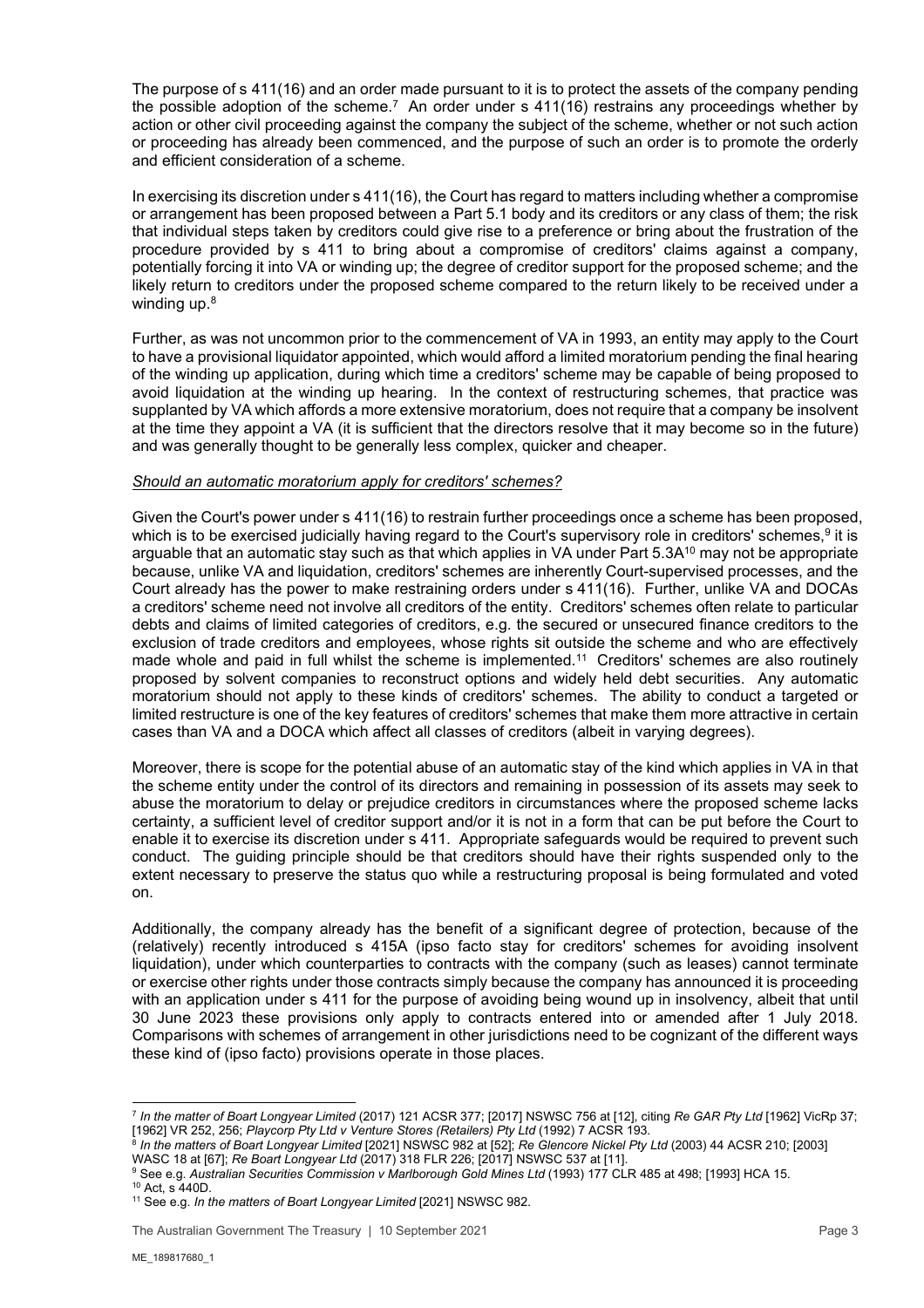The purpose of s 411(16) and an order made pursuant to it is to protect the assets of the company pending the possible adoption of the scheme.[7] An order under s 411(16) restrains any proceedings whether by action or other civil proceeding against the company the subject of the scheme, whether or not such action or proceeding has already been commenced, and the purpose of such an order is to promote the orderly and efficient consideration of a scheme.

In exercising its discretion under s 411(16), the Court has regard to matters including whether a compromise or arrangement has been proposed between a Part 5.1 body and its creditors or any class of them; the risk that individual steps taken by creditors could give rise to a preference or bring about the frustration of the procedure provided by s 411 to bring about a compromise of creditors' claims against a company, potentially forcing it into VA or winding up; the degree of creditor support for the proposed scheme; and the likely return to creditors under the proposed scheme compared to the return likely to be received under a winding up.[8]

Further, as was not uncommon prior to the commencement of VA in 1993, an entity may apply to the Court to have a provisional liquidator appointed, which would afford a limited moratorium pending the final hearing of the winding up application, during which time a creditors' scheme may be capable of being proposed to avoid liquidation at the winding up hearing. In the context of restructuring schemes, that practice was supplanted by VA which affords a more extensive moratorium, does not require that a company be insolvent at the time they appoint a VA (it is sufficient that the directors resolve that it may become so in the future) and was generally thought to be generally less complex, quicker and cheaper.

*Should an automatic moratorium apply for creditors' schemes?*

Given the Court's power under s 411(16) to restrain further proceedings once a scheme has been proposed, which is to be exercised judicially having regard to the Court's supervisory role in creditors' schemes,[9] it is arguable that an automatic stay such as that which applies in VA under Part 5.3A[10] may not be appropriate because, unlike VA and liquidation, creditors' schemes are inherently Court-supervised processes, and the Court already has the power to make restraining orders under s 411(16). Further, unlike VA and DOCAs a creditors' scheme need not involve all creditors of the entity. Creditors' schemes often relate to particular debts and claims of limited categories of creditors, e.g. the secured or unsecured finance creditors to the exclusion of trade creditors and employees, whose rights sit outside the scheme and who are effectively made whole and paid in full whilst the scheme is implemented.[11] Creditors' schemes are also routinely proposed by solvent companies to reconstruct options and widely held debt securities. Any automatic moratorium should not apply to these kinds of creditors' schemes. The ability to conduct a targeted or limited restructure is one of the key features of creditors' schemes that make them more attractive in certain cases than VA and a DOCA which affect all classes of creditors (albeit in varying degrees).

Moreover, there is scope for the potential abuse of an automatic stay of the kind which applies in VA in that the scheme entity under the control of its directors and remaining in possession of its assets may seek to abuse the moratorium to delay or prejudice creditors in circumstances where the proposed scheme lacks certainty, a sufficient level of creditor support and/or it is not in a form that can be put before the Court to enable it to exercise its discretion under s 411. Appropriate safeguards would be required to prevent such conduct. The guiding principle should be that creditors should have their rights suspended only to the extent necessary to preserve the status quo while a restructuring proposal is being formulated and voted on.

Additionally, the company already has the benefit of a significant degree of protection, because of the (relatively) recently introduced s 415A (ipso facto stay for creditors' schemes for avoiding insolvent liquidation), under which counterparties to contracts with the company (such as leases) cannot terminate or exercise other rights under those contracts simply because the company has announced it is proceeding with an application under s 411 for the purpose of avoiding being wound up in insolvency, albeit that until 30 June 2023 these provisions only apply to contracts entered into or amended after 1 July 2018. Comparisons with schemes of arrangement in other jurisdictions need to be cognizant of the different ways these kind of (ipso facto) provisions operate in those places.

---

[7] *In the matter of Boart Longyear Limited* (2017) 121 ACSR 377; [2017] NSWSC 756 at [12], citing *Re GAR Pty Ltd* [1962] VicRp 37; [1962] VR 252, 256; *Playcorp Pty Ltd v Venture Stores (Retailers) Pty Ltd* (1992) 7 ACSR 193.

[8] *In the matters of Boart Longyear Limited* [2021] NSWSC 982 at [52]; *Re Glencore Nickel Pty Ltd* (2003) 44 ACSR 210; [2003] WASC 18 at [67]; *Re Boart Longyear Ltd* (2017) 318 FLR 226; [2017] NSWSC 537 at [11].

[9] See e.g. *Australian Securities Commission v Marlborough Gold Mines Ltd* (1993) 177 CLR 485 at 498; [1993] HCA 15.

[10] Act, s 440D.

[11] See e.g. *In the matters of Boart Longyear Limited* [2021] NSWSC 982.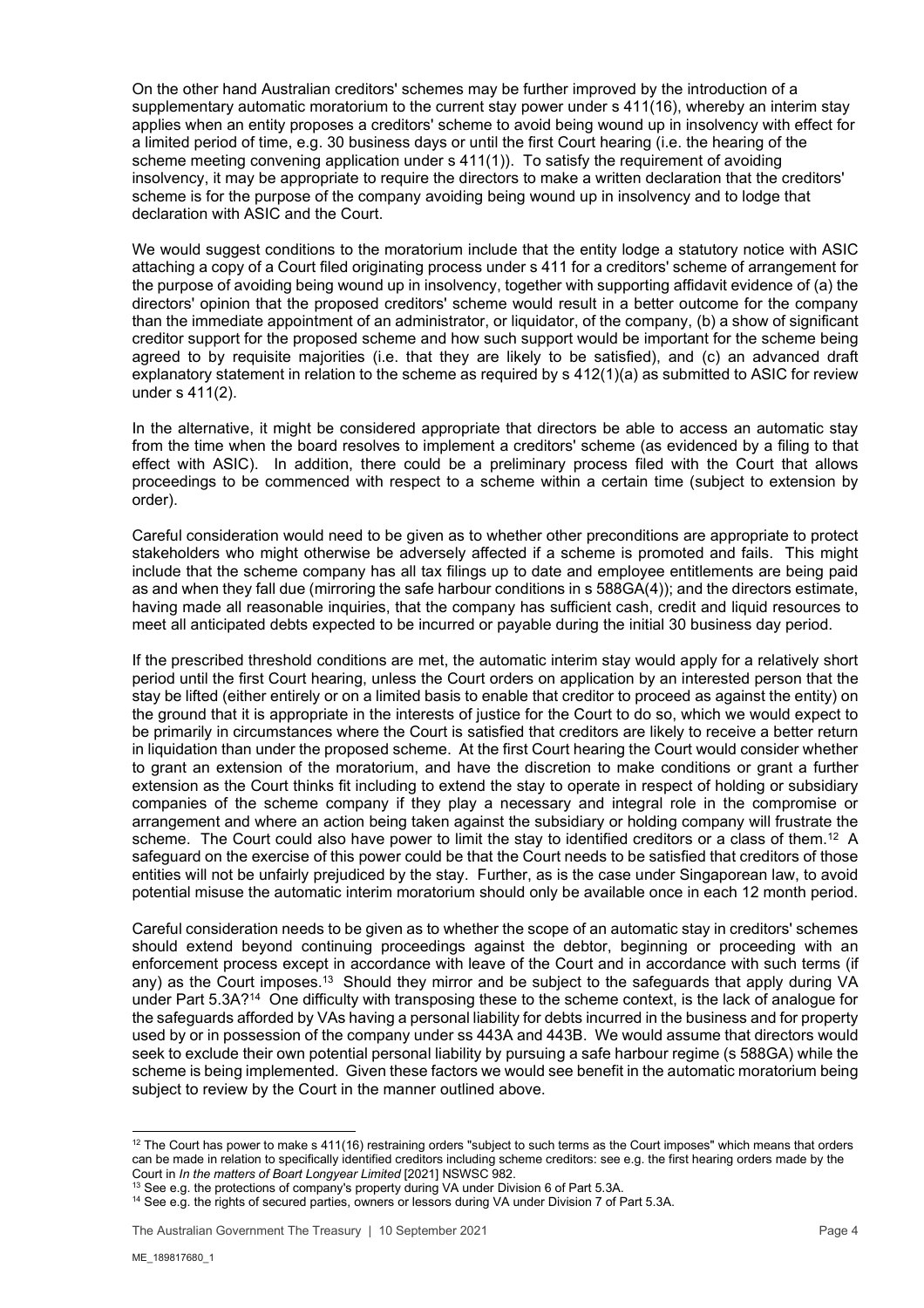On the other hand Australian creditors' schemes may be further improved by the introduction of a supplementary automatic moratorium to the current stay power under s 411(16), whereby an interim stay applies when an entity proposes a creditors' scheme to avoid being wound up in insolvency with effect for a limited period of time, e.g. 30 business days or until the first Court hearing (i.e. the hearing of the scheme meeting convening application under s 411(1)). To satisfy the requirement of avoiding insolvency, it may be appropriate to require the directors to make a written declaration that the creditors' scheme is for the purpose of the company avoiding being wound up in insolvency and to lodge that declaration with ASIC and the Court.

We would suggest conditions to the moratorium include that the entity lodge a statutory notice with ASIC attaching a copy of a Court filed originating process under s 411 for a creditors' scheme of arrangement for the purpose of avoiding being wound up in insolvency, together with supporting affidavit evidence of (a) the directors' opinion that the proposed creditors' scheme would result in a better outcome for the company than the immediate appointment of an administrator, or liquidator, of the company, (b) a show of significant creditor support for the proposed scheme and how such support would be important for the scheme being agreed to by requisite majorities (i.e. that they are likely to be satisfied), and (c) an advanced draft explanatory statement in relation to the scheme as required by s 412(1)(a) as submitted to ASIC for review under s 411(2).

In the alternative, it might be considered appropriate that directors be able to access an automatic stay from the time when the board resolves to implement a creditors' scheme (as evidenced by a filing to that effect with ASIC). In addition, there could be a preliminary process filed with the Court that allows proceedings to be commenced with respect to a scheme within a certain time (subject to extension by order).

Careful consideration would need to be given as to whether other preconditions are appropriate to protect stakeholders who might otherwise be adversely affected if a scheme is promoted and fails. This might include that the scheme company has all tax filings up to date and employee entitlements are being paid as and when they fall due (mirroring the safe harbour conditions in s 588GA(4)); and the directors estimate, having made all reasonable inquiries, that the company has sufficient cash, credit and liquid resources to meet all anticipated debts expected to be incurred or payable during the initial 30 business day period.

If the prescribed threshold conditions are met, the automatic interim stay would apply for a relatively short period until the first Court hearing, unless the Court orders on application by an interested person that the stay be lifted (either entirely or on a limited basis to enable that creditor to proceed as against the entity) on the ground that it is appropriate in the interests of justice for the Court to do so, which we would expect to be primarily in circumstances where the Court is satisfied that creditors are likely to receive a better return in liquidation than under the proposed scheme. At the first Court hearing the Court would consider whether to grant an extension of the moratorium, and have the discretion to make conditions or grant a further extension as the Court thinks fit including to extend the stay to operate in respect of holding or subsidiary companies of the scheme company if they play a necessary and integral role in the compromise or arrangement and where an action being taken against the subsidiary or holding company will frustrate the scheme. The Court could also have power to limit the stay to identified creditors or a class of them.[12] A safeguard on the exercise of this power could be that the Court needs to be satisfied that creditors of those entities will not be unfairly prejudiced by the stay. Further, as is the case under Singaporean law, to avoid potential misuse the automatic interim moratorium should only be available once in each 12 month period.

Careful consideration needs to be given as to whether the scope of an automatic stay in creditors' schemes should extend beyond continuing proceedings against the debtor, beginning or proceeding with an enforcement process except in accordance with leave of the Court and in accordance with such terms (if any) as the Court imposes.[13] Should they mirror and be subject to the safeguards that apply during VA under Part 5.3A?[14] One difficulty with transposing these to the scheme context, is the lack of analogue for the safeguards afforded by VAs having a personal liability for debts incurred in the business and for property used by or in possession of the company under ss 443A and 443B. We would assume that directors would seek to exclude their own potential personal liability by pursuing a safe harbour regime (s 588GA) while the scheme is being implemented. Given these factors we would see benefit in the automatic moratorium being subject to review by the Court in the manner outlined above.

---

[12] The Court has power to make s 411(16) restraining orders "subject to such terms as the Court imposes" which means that orders can be made in relation to specifically identified creditors including scheme creditors: see e.g. the first hearing orders made by the Court in *In the matters of Boart Longyear Limited* [2021] NSWSC 982.

[13] See e.g. the protections of company's property during VA under Division 6 of Part 5.3A.

[14] See e.g. the rights of secured parties, owners or lessors during VA under Division 7 of Part 5.3A.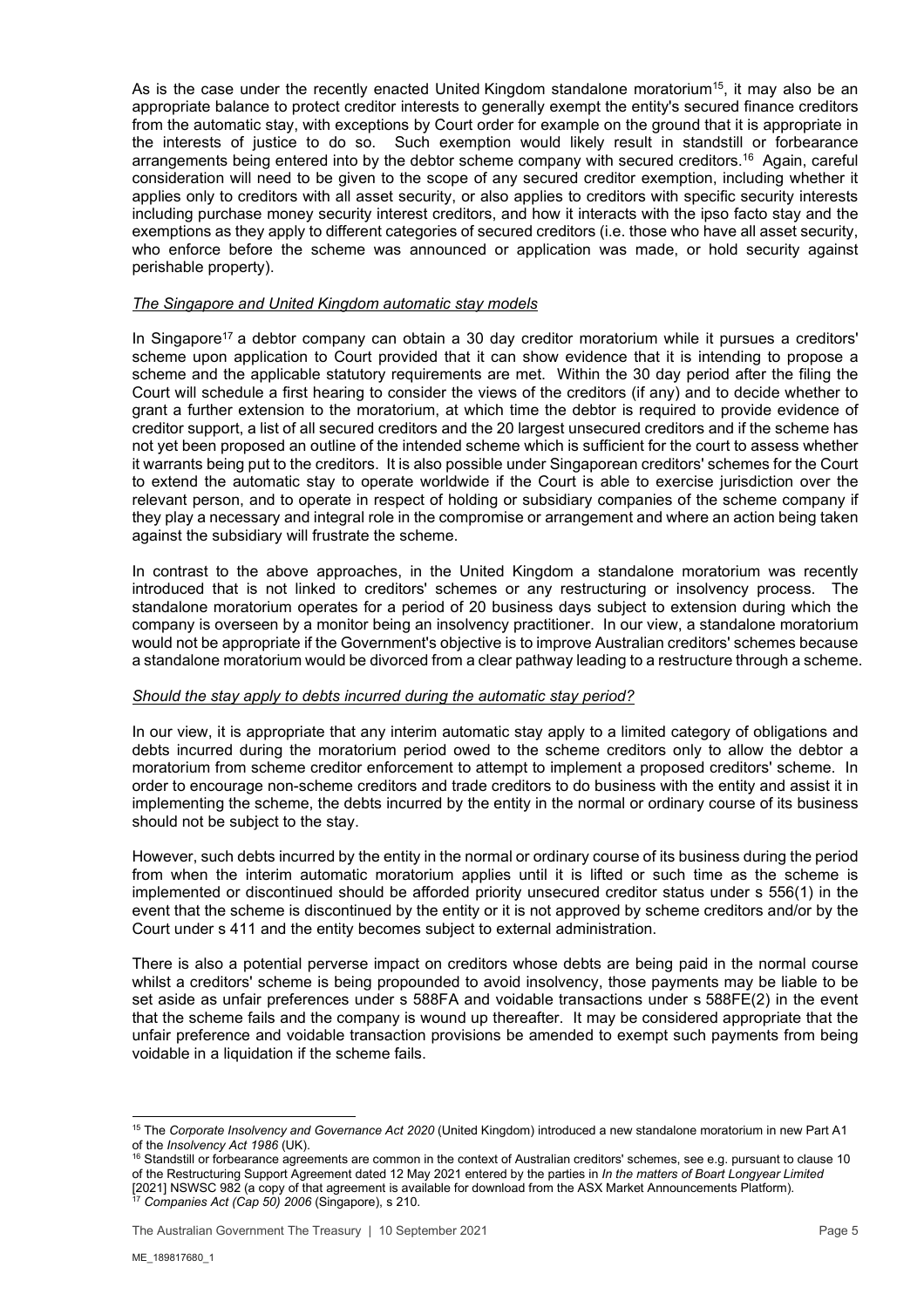As is the case under the recently enacted United Kingdom standalone moratorium[15], it may also be an appropriate balance to protect creditor interests to generally exempt the entity's secured finance creditors from the automatic stay, with exceptions by Court order for example on the ground that it is appropriate in the interests of justice to do so. Such exemption would likely result in standstill or forbearance arrangements being entered into by the debtor scheme company with secured creditors.[16] Again, careful consideration will need to be given to the scope of any secured creditor exemption, including whether it applies only to creditors with all asset security, or also applies to creditors with specific security interests including purchase money security interest creditors, and how it interacts with the ipso facto stay and the exemptions as they apply to different categories of secured creditors (i.e. those who have all asset security, who enforce before the scheme was announced or application was made, or hold security against perishable property).

*The Singapore and United Kingdom automatic stay models*

In Singapore[17] a debtor company can obtain a 30 day creditor moratorium while it pursues a creditors' scheme upon application to Court provided that it can show evidence that it is intending to propose a scheme and the applicable statutory requirements are met. Within the 30 day period after the filing the Court will schedule a first hearing to consider the views of the creditors (if any) and to decide whether to grant a further extension to the moratorium, at which time the debtor is required to provide evidence of creditor support, a list of all secured creditors and the 20 largest unsecured creditors and if the scheme has not yet been proposed an outline of the intended scheme which is sufficient for the court to assess whether it warrants being put to the creditors. It is also possible under Singaporean creditors' schemes for the Court to extend the automatic stay to operate worldwide if the Court is able to exercise jurisdiction over the relevant person, and to operate in respect of holding or subsidiary companies of the scheme company if they play a necessary and integral role in the compromise or arrangement and where an action being taken against the subsidiary will frustrate the scheme.

In contrast to the above approaches, in the United Kingdom a standalone moratorium was recently introduced that is not linked to creditors' schemes or any restructuring or insolvency process. The standalone moratorium operates for a period of 20 business days subject to extension during which the company is overseen by a monitor being an insolvency practitioner. In our view, a standalone moratorium would not be appropriate if the Government's objective is to improve Australian creditors' schemes because a standalone moratorium would be divorced from a clear pathway leading to a restructure through a scheme.

*Should the stay apply to debts incurred during the automatic stay period?*

In our view, it is appropriate that any interim automatic stay apply to a limited category of obligations and debts incurred during the moratorium period owed to the scheme creditors only to allow the debtor a moratorium from scheme creditor enforcement to attempt to implement a proposed creditors' scheme. In order to encourage non-scheme creditors and trade creditors to do business with the entity and assist it in implementing the scheme, the debts incurred by the entity in the normal or ordinary course of its business should not be subject to the stay.

However, such debts incurred by the entity in the normal or ordinary course of its business during the period from when the interim automatic moratorium applies until it is lifted or such time as the scheme is implemented or discontinued should be afforded priority unsecured creditor status under s 556(1) in the event that the scheme is discontinued by the entity or it is not approved by scheme creditors and/or by the Court under s 411 and the entity becomes subject to external administration.

There is also a potential perverse impact on creditors whose debts are being paid in the normal course whilst a creditors' scheme is being propounded to avoid insolvency, those payments may be liable to be set aside as unfair preferences under s 588FA and voidable transactions under s 588FE(2) in the event that the scheme fails and the company is wound up thereafter. It may be considered appropriate that the unfair preference and voidable transaction provisions be amended to exempt such payments from being voidable in a liquidation if the scheme fails.

---

[15] The *Corporate Insolvency and Governance Act 2020* (United Kingdom) introduced a new standalone moratorium in new Part A1 of the *Insolvency Act 1986* (UK).

[16] Standstill or forbearance agreements are common in the context of Australian creditors' schemes, see e.g. pursuant to clause 10 of the Restructuring Support Agreement dated 12 May 2021 entered by the parties in *In the matters of Boart Longyear Limited* [2021] NSWSC 982 (a copy of that agreement is available for download from the ASX Market Announcements Platform).

[17] *Companies Act (Cap 50) 2006* (Singapore), s 210.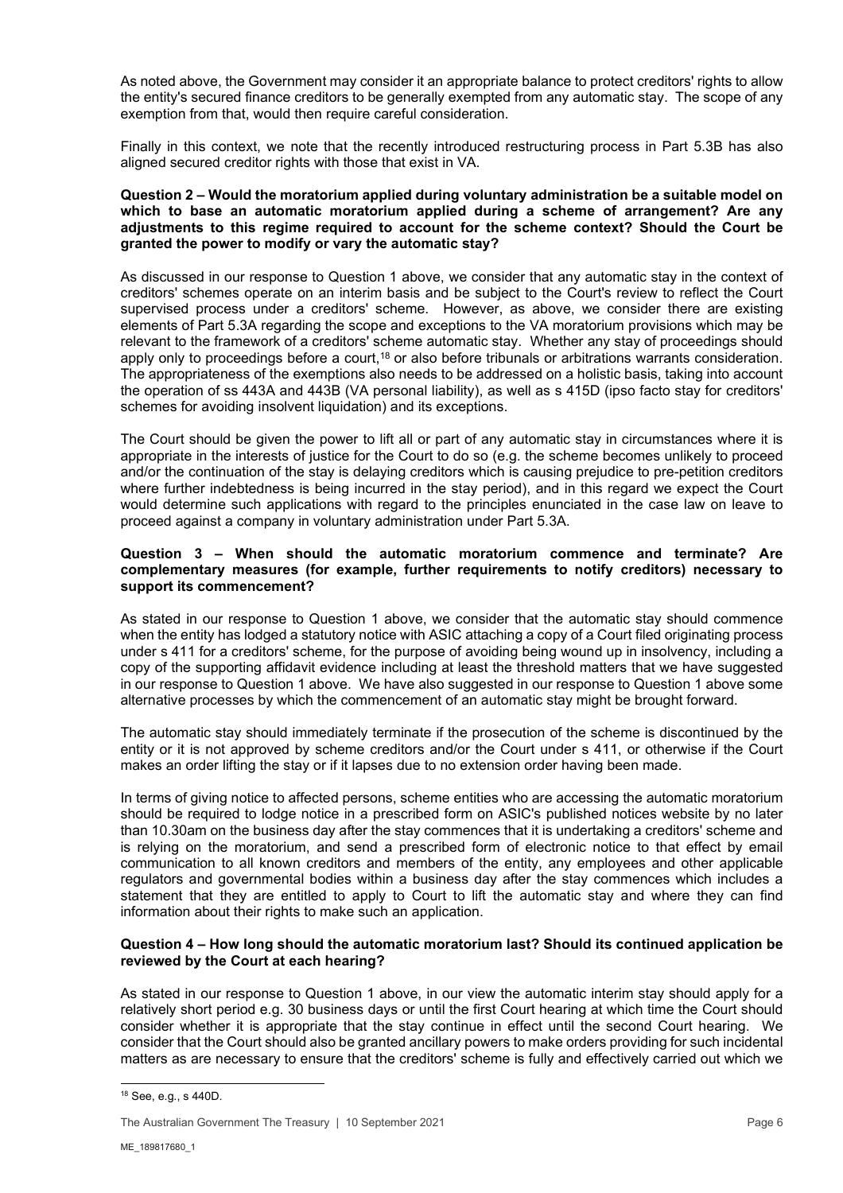As noted above, the Government may consider it an appropriate balance to protect creditors' rights to allow the entity's secured finance creditors to be generally exempted from any automatic stay. The scope of any exemption from that, would then require careful consideration.

Finally in this context, we note that the recently introduced restructuring process in Part 5.3B has also aligned secured creditor rights with those that exist in VA.

**Question 2 – Would the moratorium applied during voluntary administration be a suitable model on which to base an automatic moratorium applied during a scheme of arrangement? Are any adjustments to this regime required to account for the scheme context? Should the Court be granted the power to modify or vary the automatic stay?**

As discussed in our response to Question 1 above, we consider that any automatic stay in the context of creditors' schemes operate on an interim basis and be subject to the Court's review to reflect the Court supervised process under a creditors' scheme. However, as above, we consider there are existing elements of Part 5.3A regarding the scope and exceptions to the VA moratorium provisions which may be relevant to the framework of a creditors' scheme automatic stay. Whether any stay of proceedings should apply only to proceedings before a court,[18] or also before tribunals or arbitrations warrants consideration. The appropriateness of the exemptions also needs to be addressed on a holistic basis, taking into account the operation of ss 443A and 443B (VA personal liability), as well as s 415D (ipso facto stay for creditors' schemes for avoiding insolvent liquidation) and its exceptions.

The Court should be given the power to lift all or part of any automatic stay in circumstances where it is appropriate in the interests of justice for the Court to do so (e.g. the scheme becomes unlikely to proceed and/or the continuation of the stay is delaying creditors which is causing prejudice to pre-petition creditors where further indebtedness is being incurred in the stay period), and in this regard we expect the Court would determine such applications with regard to the principles enunciated in the case law on leave to proceed against a company in voluntary administration under Part 5.3A.

**Question 3 – When should the automatic moratorium commence and terminate? Are complementary measures (for example, further requirements to notify creditors) necessary to support its commencement?**

As stated in our response to Question 1 above, we consider that the automatic stay should commence when the entity has lodged a statutory notice with ASIC attaching a copy of a Court filed originating process under s 411 for a creditors' scheme, for the purpose of avoiding being wound up in insolvency, including a copy of the supporting affidavit evidence including at least the threshold matters that we have suggested in our response to Question 1 above. We have also suggested in our response to Question 1 above some alternative processes by which the commencement of an automatic stay might be brought forward.

The automatic stay should immediately terminate if the prosecution of the scheme is discontinued by the entity or it is not approved by scheme creditors and/or the Court under s 411, or otherwise if the Court makes an order lifting the stay or if it lapses due to no extension order having been made.

In terms of giving notice to affected persons, scheme entities who are accessing the automatic moratorium should be required to lodge notice in a prescribed form on ASIC's published notices website by no later than 10.30am on the business day after the stay commences that it is undertaking a creditors' scheme and is relying on the moratorium, and send a prescribed form of electronic notice to that effect by email communication to all known creditors and members of the entity, any employees and other applicable regulators and governmental bodies within a business day after the stay commences which includes a statement that they are entitled to apply to Court to lift the automatic stay and where they can find information about their rights to make such an application.

**Question 4 – How long should the automatic moratorium last? Should its continued application be reviewed by the Court at each hearing?**

As stated in our response to Question 1 above, in our view the automatic interim stay should apply for a relatively short period e.g. 30 business days or until the first Court hearing at which time the Court should consider whether it is appropriate that the stay continue in effect until the second Court hearing. We consider that the Court should also be granted ancillary powers to make orders providing for such incidental matters as are necessary to ensure that the creditors' scheme is fully and effectively carried out which we

[18] See, e.g., s 440D.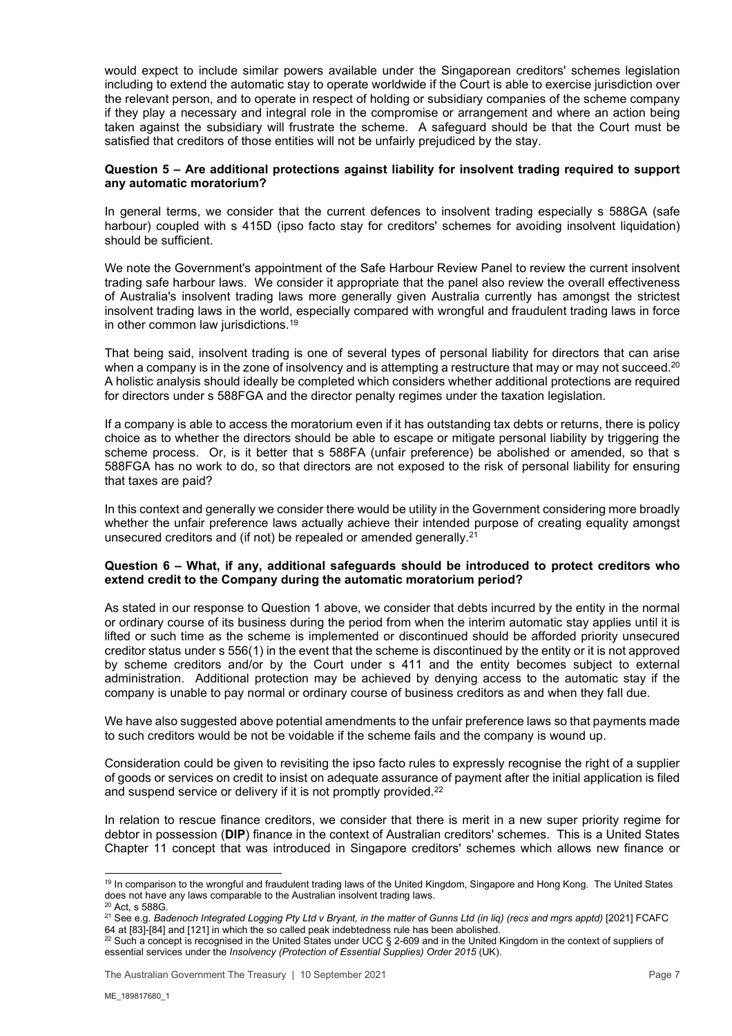would expect to include similar powers available under the Singaporean creditors' schemes legislation including to extend the automatic stay to operate worldwide if the Court is able to exercise jurisdiction over the relevant person, and to operate in respect of holding or subsidiary companies of the scheme company if they play a necessary and integral role in the compromise or arrangement and where an action being taken against the subsidiary will frustrate the scheme. A safeguard should be that the Court must be satisfied that creditors of those entities will not be unfairly prejudiced by the stay.

**Question 5 – Are additional protections against liability for insolvent trading required to support any automatic moratorium?**

In general terms, we consider that the current defences to insolvent trading especially s 588GA (safe harbour) coupled with s 415D (ipso facto stay for creditors' schemes for avoiding insolvent liquidation) should be sufficient.

We note the Government's appointment of the Safe Harbour Review Panel to review the current insolvent trading safe harbour laws. We consider it appropriate that the panel also review the overall effectiveness of Australia's insolvent trading laws more generally given Australia currently has amongst the strictest insolvent trading laws in the world, especially compared with wrongful and fraudulent trading laws in force in other common law jurisdictions.[19]

That being said, insolvent trading is one of several types of personal liability for directors that can arise when a company is in the zone of insolvency and is attempting a restructure that may or may not succeed.[20] A holistic analysis should ideally be completed which considers whether additional protections are required for directors under s 588FGA and the director penalty regimes under the taxation legislation.

If a company is able to access the moratorium even if it has outstanding tax debts or returns, there is policy choice as to whether the directors should be able to escape or mitigate personal liability by triggering the scheme process. Or, is it better that s 588FA (unfair preference) be abolished or amended, so that s 588FGA has no work to do, so that directors are not exposed to the risk of personal liability for ensuring that taxes are paid?

In this context and generally we consider there would be utility in the Government considering more broadly whether the unfair preference laws actually achieve their intended purpose of creating equality amongst unsecured creditors and (if not) be repealed or amended generally.[21]

**Question 6 – What, if any, additional safeguards should be introduced to protect creditors who extend credit to the Company during the automatic moratorium period?**

As stated in our response to Question 1 above, we consider that debts incurred by the entity in the normal or ordinary course of its business during the period from when the interim automatic stay applies until it is lifted or such time as the scheme is implemented or discontinued should be afforded priority unsecured creditor status under s 556(1) in the event that the scheme is discontinued by the entity or it is not approved by scheme creditors and/or by the Court under s 411 and the entity becomes subject to external administration. Additional protection may be achieved by denying access to the automatic stay if the company is unable to pay normal or ordinary course of business creditors as and when they fall due.

We have also suggested above potential amendments to the unfair preference laws so that payments made to such creditors would be not be voidable if the scheme fails and the company is wound up.

Consideration could be given to revisiting the ipso facto rules to expressly recognise the right of a supplier of goods or services on credit to insist on adequate assurance of payment after the initial application is filed and suspend service or delivery if it is not promptly provided.[22]

In relation to rescue finance creditors, we consider that there is merit in a new super priority regime for debtor in possession (**DIP**) finance in the context of Australian creditors' schemes. This is a United States Chapter 11 concept that was introduced in Singapore creditors' schemes which allows new finance or

---

[19] In comparison to the wrongful and fraudulent trading laws of the United Kingdom, Singapore and Hong Kong. The United States does not have any laws comparable to the Australian insolvent trading laws.

[20] Act, s 588G.

[21] See e.g. *Badenoch Integrated Logging Pty Ltd v Bryant, in the matter of Gunns Ltd (in liq) (recs and mgrs apptd)* [2021] FCAFC 64 at [83]-[84] and [121] in which the so called peak indebtedness rule has been abolished.

[22] Such a concept is recognised in the United States under UCC § 2-609 and in the United Kingdom in the context of suppliers of essential services under the *Insolvency (Protection of Essential Supplies) Order 2015* (UK).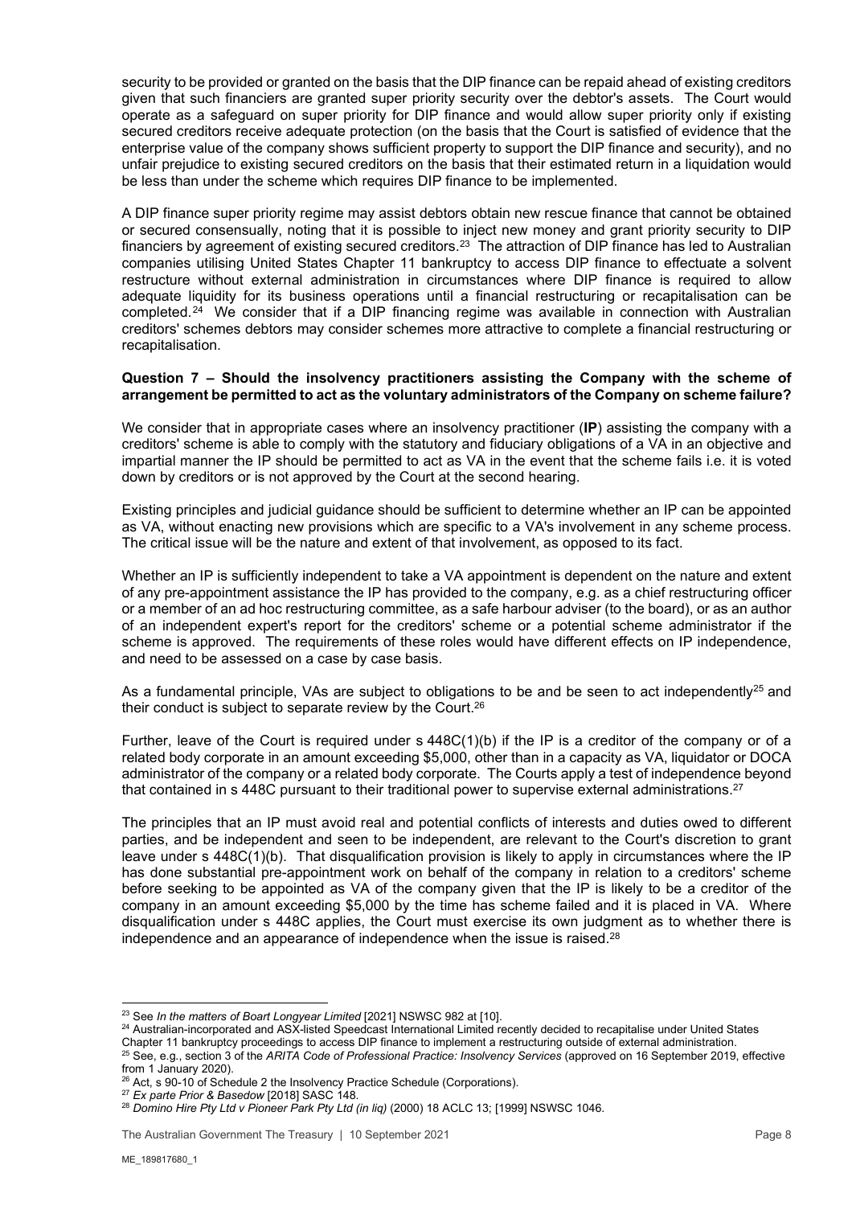security to be provided or granted on the basis that the DIP finance can be repaid ahead of existing creditors given that such financiers are granted super priority security over the debtor's assets. The Court would operate as a safeguard on super priority for DIP finance and would allow super priority only if existing secured creditors receive adequate protection (on the basis that the Court is satisfied of evidence that the enterprise value of the company shows sufficient property to support the DIP finance and security), and no unfair prejudice to existing secured creditors on the basis that their estimated return in a liquidation would be less than under the scheme which requires DIP finance to be implemented.

A DIP finance super priority regime may assist debtors obtain new rescue finance that cannot be obtained or secured consensually, noting that it is possible to inject new money and grant priority security to DIP financiers by agreement of existing secured creditors.[23] The attraction of DIP finance has led to Australian companies utilising United States Chapter 11 bankruptcy to access DIP finance to effectuate a solvent restructure without external administration in circumstances where DIP finance is required to allow adequate liquidity for its business operations until a financial restructuring or recapitalisation can be completed.[24] We consider that if a DIP financing regime was available in connection with Australian creditors' schemes debtors may consider schemes more attractive to complete a financial restructuring or recapitalisation.

**Question 7 – Should the insolvency practitioners assisting the Company with the scheme of arrangement be permitted to act as the voluntary administrators of the Company on scheme failure?**

We consider that in appropriate cases where an insolvency practitioner (**IP**) assisting the company with a creditors' scheme is able to comply with the statutory and fiduciary obligations of a VA in an objective and impartial manner the IP should be permitted to act as VA in the event that the scheme fails i.e. it is voted down by creditors or is not approved by the Court at the second hearing.

Existing principles and judicial guidance should be sufficient to determine whether an IP can be appointed as VA, without enacting new provisions which are specific to a VA's involvement in any scheme process. The critical issue will be the nature and extent of that involvement, as opposed to its fact.

Whether an IP is sufficiently independent to take a VA appointment is dependent on the nature and extent of any pre-appointment assistance the IP has provided to the company, e.g. as a chief restructuring officer or a member of an ad hoc restructuring committee, as a safe harbour adviser (to the board), or as an author of an independent expert's report for the creditors' scheme or a potential scheme administrator if the scheme is approved. The requirements of these roles would have different effects on IP independence, and need to be assessed on a case by case basis.

As a fundamental principle, VAs are subject to obligations to be and be seen to act independently[25] and their conduct is subject to separate review by the Court.[26]

Further, leave of the Court is required under s 448C(1)(b) if the IP is a creditor of the company or of a related body corporate in an amount exceeding $5,000, other than in a capacity as VA, liquidator or DOCA administrator of the company or a related body corporate. The Courts apply a test of independence beyond that contained in s 448C pursuant to their traditional power to supervise external administrations.[27]

The principles that an IP must avoid real and potential conflicts of interests and duties owed to different parties, and be independent and seen to be independent, are relevant to the Court's discretion to grant leave under s 448C(1)(b). That disqualification provision is likely to apply in circumstances where the IP has done substantial pre-appointment work on behalf of the company in relation to a creditors' scheme before seeking to be appointed as VA of the company given that the IP is likely to be a creditor of the company in an amount exceeding $5,000 by the time has scheme failed and it is placed in VA. Where disqualification under s 448C applies, the Court must exercise its own judgment as to whether there is independence and an appearance of independence when the issue is raised.[28]

---

[23] See *In the matters of Boart Longyear Limited* [2021] NSWSC 982 at [10].

[24] Australian-incorporated and ASX-listed Speedcast International Limited recently decided to recapitalise under United States Chapter 11 bankruptcy proceedings to access DIP finance to implement a restructuring outside of external administration.

[25] See, e.g., section 3 of the *ARITA Code of Professional Practice: Insolvency Services* (approved on 16 September 2019, effective from 1 January 2020).

[26] Act, s 90-10 of Schedule 2 the Insolvency Practice Schedule (Corporations).

[27] *Ex parte Prior & Basedow* [2018] SASC 148.

[28] *Domino Hire Pty Ltd v Pioneer Park Pty Ltd (in liq)* (2000) 18 ACLC 13; [1999] NSWSC 1046.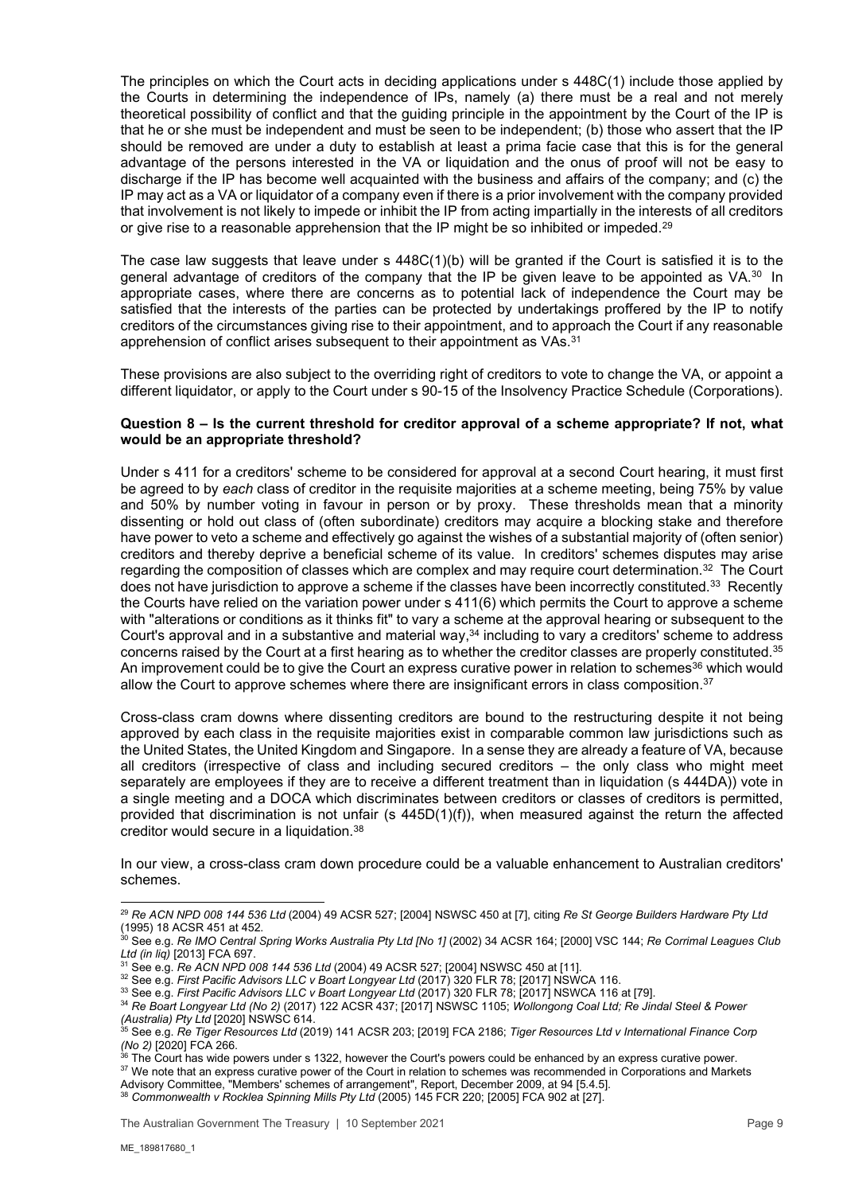The principles on which the Court acts in deciding applications under s 448C(1) include those applied by the Courts in determining the independence of IPs, namely (a) there must be a real and not merely theoretical possibility of conflict and that the guiding principle in the appointment by the Court of the IP is that he or she must be independent and must be seen to be independent; (b) those who assert that the IP should be removed are under a duty to establish at least a prima facie case that this is for the general advantage of the persons interested in the VA or liquidation and the onus of proof will not be easy to discharge if the IP has become well acquainted with the business and affairs of the company; and (c) the IP may act as a VA or liquidator of a company even if there is a prior involvement with the company provided that involvement is not likely to impede or inhibit the IP from acting impartially in the interests of all creditors or give rise to a reasonable apprehension that the IP might be so inhibited or impeded.[29]

The case law suggests that leave under s 448C(1)(b) will be granted if the Court is satisfied it is to the general advantage of creditors of the company that the IP be given leave to be appointed as VA.[30] In appropriate cases, where there are concerns as to potential lack of independence the Court may be satisfied that the interests of the parties can be protected by undertakings proffered by the IP to notify creditors of the circumstances giving rise to their appointment, and to approach the Court if any reasonable apprehension of conflict arises subsequent to their appointment as VAs.[31]

These provisions are also subject to the overriding right of creditors to vote to change the VA, or appoint a different liquidator, or apply to the Court under s 90-15 of the Insolvency Practice Schedule (Corporations).

**Question 8 – Is the current threshold for creditor approval of a scheme appropriate? If not, what would be an appropriate threshold?**

Under s 411 for a creditors' scheme to be considered for approval at a second Court hearing, it must first be agreed to by *each* class of creditor in the requisite majorities at a scheme meeting, being 75% by value and 50% by number voting in favour in person or by proxy. These thresholds mean that a minority dissenting or hold out class of (often subordinate) creditors may acquire a blocking stake and therefore have power to veto a scheme and effectively go against the wishes of a substantial majority of (often senior) creditors and thereby deprive a beneficial scheme of its value. In creditors' schemes disputes may arise regarding the composition of classes which are complex and may require court determination.[32] The Court does not have jurisdiction to approve a scheme if the classes have been incorrectly constituted.[33] Recently the Courts have relied on the variation power under s 411(6) which permits the Court to approve a scheme with "alterations or conditions as it thinks fit" to vary a scheme at the approval hearing or subsequent to the Court's approval and in a substantive and material way,[34] including to vary a creditors' scheme to address concerns raised by the Court at a first hearing as to whether the creditor classes are properly constituted.[35] An improvement could be to give the Court an express curative power in relation to schemes[36] which would allow the Court to approve schemes where there are insignificant errors in class composition.[37]

Cross-class cram downs where dissenting creditors are bound to the restructuring despite it not being approved by each class in the requisite majorities exist in comparable common law jurisdictions such as the United States, the United Kingdom and Singapore. In a sense they are already a feature of VA, because all creditors (irrespective of class and including secured creditors – the only class who might meet separately are employees if they are to receive a different treatment than in liquidation (s 444DA)) vote in a single meeting and a DOCA which discriminates between creditors or classes of creditors is permitted, provided that discrimination is not unfair (s 445D(1)(f)), when measured against the return the affected creditor would secure in a liquidation.[38]

In our view, a cross-class cram down procedure could be a valuable enhancement to Australian creditors' schemes.

---

[29] *Re ACN NPD 008 144 536 Ltd* (2004) 49 ACSR 527; [2004] NSWSC 450 at [7], citing *Re St George Builders Hardware Pty Ltd* (1995) 18 ACSR 451 at 452.

[30] See e.g. *Re IMO Central Spring Works Australia Pty Ltd [No 1]* (2002) 34 ACSR 164; [2000] VSC 144; *Re Corrimal Leagues Club Ltd (in liq)* [2013] FCA 697.

[31] See e.g. *Re ACN NPD 008 144 536 Ltd* (2004) 49 ACSR 527; [2004] NSWSC 450 at [11].

[32] See e.g. *First Pacific Advisors LLC v Boart Longyear Ltd* (2017) 320 FLR 78; [2017] NSWCA 116.

[33] See e.g. *First Pacific Advisors LLC v Boart Longyear Ltd* (2017) 320 FLR 78; [2017] NSWCA 116 at [79].

[34] *Re Boart Longyear Ltd (No 2)* (2017) 122 ACSR 437; [2017] NSWSC 1105; *Wollongong Coal Ltd; Re Jindal Steel & Power (Australia) Pty Ltd* [2020] NSWSC 614.

[35] See e.g. *Re Tiger Resources Ltd* (2019) 141 ACSR 203; [2019] FCA 2186; *Tiger Resources Ltd v International Finance Corp (No 2)* [2020] FCA 266.

[36] The Court has wide powers under s 1322, however the Court's powers could be enhanced by an express curative power.

[37] We note that an express curative power of the Court in relation to schemes was recommended in Corporations and Markets Advisory Committee, "Members' schemes of arrangement", Report, December 2009, at 94 [5.4.5].

[38] *Commonwealth v Rocklea Spinning Mills Pty Ltd* (2005) 145 FCR 220; [2005] FCA 902 at [27].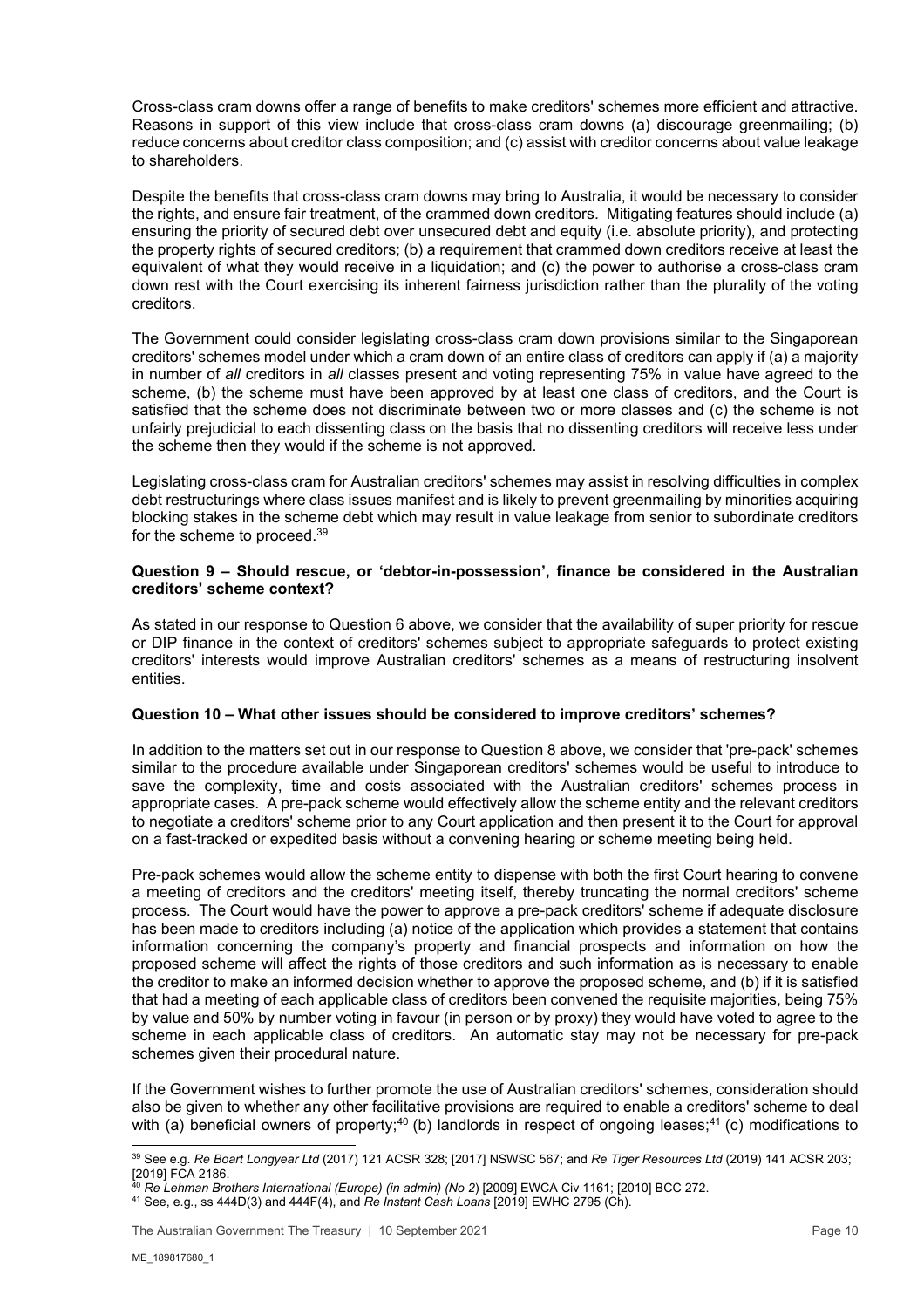Cross-class cram downs offer a range of benefits to make creditors' schemes more efficient and attractive. Reasons in support of this view include that cross-class cram downs (a) discourage greenmailing; (b) reduce concerns about creditor class composition; and (c) assist with creditor concerns about value leakage to shareholders.

Despite the benefits that cross-class cram downs may bring to Australia, it would be necessary to consider the rights, and ensure fair treatment, of the crammed down creditors. Mitigating features should include (a) ensuring the priority of secured debt over unsecured debt and equity (i.e. absolute priority), and protecting the property rights of secured creditors; (b) a requirement that crammed down creditors receive at least the equivalent of what they would receive in a liquidation; and (c) the power to authorise a cross-class cram down rest with the Court exercising its inherent fairness jurisdiction rather than the plurality of the voting creditors.

The Government could consider legislating cross-class cram down provisions similar to the Singaporean creditors' schemes model under which a cram down of an entire class of creditors can apply if (a) a majority in number of *all* creditors in *all* classes present and voting representing 75% in value have agreed to the scheme, (b) the scheme must have been approved by at least one class of creditors, and the Court is satisfied that the scheme does not discriminate between two or more classes and (c) the scheme is not unfairly prejudicial to each dissenting class on the basis that no dissenting creditors will receive less under the scheme then they would if the scheme is not approved.

Legislating cross-class cram for Australian creditors' schemes may assist in resolving difficulties in complex debt restructurings where class issues manifest and is likely to prevent greenmailing by minorities acquiring blocking stakes in the scheme debt which may result in value leakage from senior to subordinate creditors for the scheme to proceed.[39]

**Question 9 – Should rescue, or 'debtor-in-possession', finance be considered in the Australian creditors' scheme context?**

As stated in our response to Question 6 above, we consider that the availability of super priority for rescue or DIP finance in the context of creditors' schemes subject to appropriate safeguards to protect existing creditors' interests would improve Australian creditors' schemes as a means of restructuring insolvent entities.

**Question 10 – What other issues should be considered to improve creditors' schemes?**

In addition to the matters set out in our response to Question 8 above, we consider that 'pre-pack' schemes similar to the procedure available under Singaporean creditors' schemes would be useful to introduce to save the complexity, time and costs associated with the Australian creditors' schemes process in appropriate cases. A pre-pack scheme would effectively allow the scheme entity and the relevant creditors to negotiate a creditors' scheme prior to any Court application and then present it to the Court for approval on a fast-tracked or expedited basis without a convening hearing or scheme meeting being held.

Pre-pack schemes would allow the scheme entity to dispense with both the first Court hearing to convene a meeting of creditors and the creditors' meeting itself, thereby truncating the normal creditors' scheme process. The Court would have the power to approve a pre-pack creditors' scheme if adequate disclosure has been made to creditors including (a) notice of the application which provides a statement that contains information concerning the company's property and financial prospects and information on how the proposed scheme will affect the rights of those creditors and such information as is necessary to enable the creditor to make an informed decision whether to approve the proposed scheme, and (b) if it is satisfied that had a meeting of each applicable class of creditors been convened the requisite majorities, being 75% by value and 50% by number voting in favour (in person or by proxy) they would have voted to agree to the scheme in each applicable class of creditors. An automatic stay may not be necessary for pre-pack schemes given their procedural nature.

If the Government wishes to further promote the use of Australian creditors' schemes, consideration should also be given to whether any other facilitative provisions are required to enable a creditors' scheme to deal with (a) beneficial owners of property;[40] (b) landlords in respect of ongoing leases;[41] (c) modifications to

---

[39] See e.g. *Re Boart Longyear Ltd* (2017) 121 ACSR 328; [2017] NSWSC 567; and *Re Tiger Resources Ltd* (2019) 141 ACSR 203; [2019] FCA 2186.

[40] *Re Lehman Brothers International (Europe) (in admin) (No 2*) [2009] EWCA Civ 1161; [2010] BCC 272.

[41] See, e.g., ss 444D(3) and 444F(4), and *Re Instant Cash Loans* [2019] EWHC 2795 (Ch).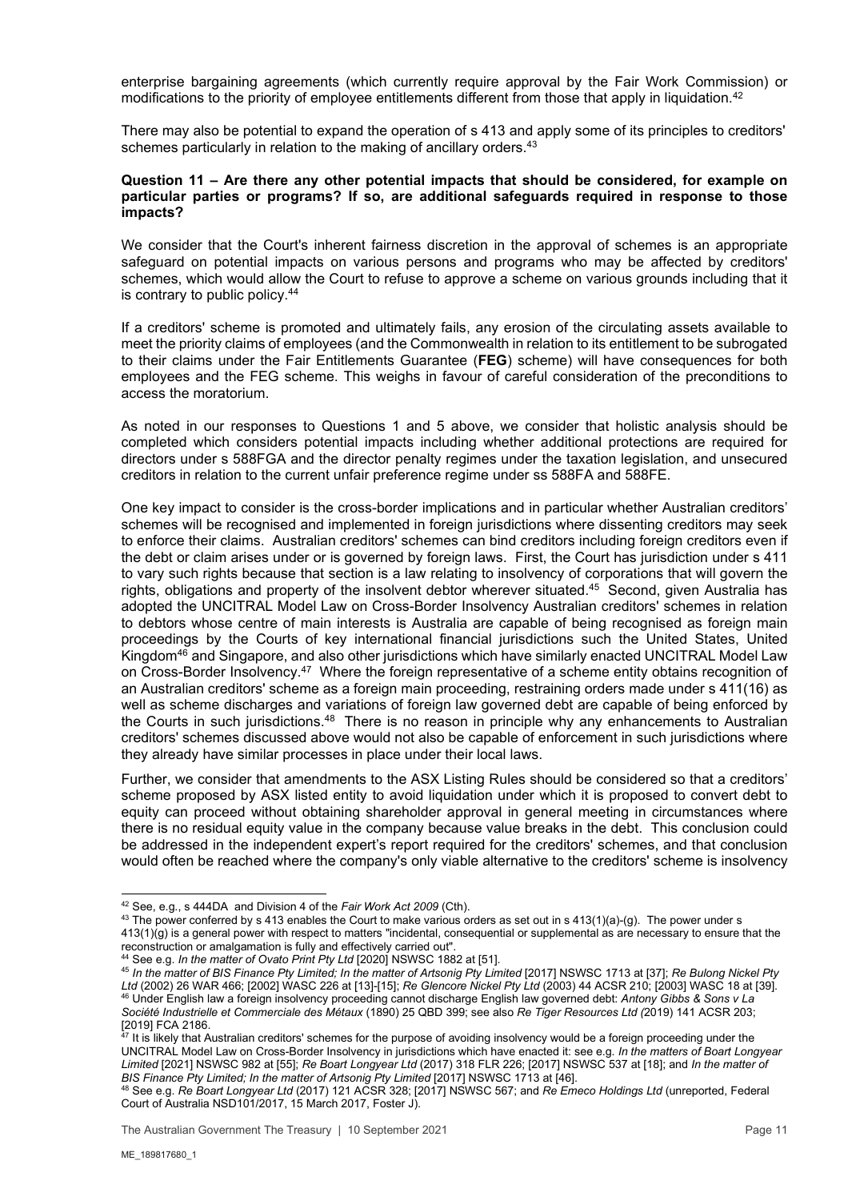enterprise bargaining agreements (which currently require approval by the Fair Work Commission) or modifications to the priority of employee entitlements different from those that apply in liquidation.[42]

There may also be potential to expand the operation of s 413 and apply some of its principles to creditors' schemes particularly in relation to the making of ancillary orders.[43]

**Question 11 – Are there any other potential impacts that should be considered, for example on particular parties or programs? If so, are additional safeguards required in response to those impacts?**

We consider that the Court's inherent fairness discretion in the approval of schemes is an appropriate safeguard on potential impacts on various persons and programs who may be affected by creditors' schemes, which would allow the Court to refuse to approve a scheme on various grounds including that it is contrary to public policy.[44]

If a creditors' scheme is promoted and ultimately fails, any erosion of the circulating assets available to meet the priority claims of employees (and the Commonwealth in relation to its entitlement to be subrogated to their claims under the Fair Entitlements Guarantee (**FEG**) scheme) will have consequences for both employees and the FEG scheme. This weighs in favour of careful consideration of the preconditions to access the moratorium.

As noted in our responses to Questions 1 and 5 above, we consider that holistic analysis should be completed which considers potential impacts including whether additional protections are required for directors under s 588FGA and the director penalty regimes under the taxation legislation, and unsecured creditors in relation to the current unfair preference regime under ss 588FA and 588FE.

One key impact to consider is the cross-border implications and in particular whether Australian creditors' schemes will be recognised and implemented in foreign jurisdictions where dissenting creditors may seek to enforce their claims. Australian creditors' schemes can bind creditors including foreign creditors even if the debt or claim arises under or is governed by foreign laws. First, the Court has jurisdiction under s 411 to vary such rights because that section is a law relating to insolvency of corporations that will govern the rights, obligations and property of the insolvent debtor wherever situated.[45] Second, given Australia has adopted the UNCITRAL Model Law on Cross-Border Insolvency Australian creditors' schemes in relation to debtors whose centre of main interests is Australia are capable of being recognised as foreign main proceedings by the Courts of key international financial jurisdictions such the United States, United Kingdom[46] and Singapore, and also other jurisdictions which have similarly enacted UNCITRAL Model Law on Cross-Border Insolvency.[47] Where the foreign representative of a scheme entity obtains recognition of an Australian creditors' scheme as a foreign main proceeding, restraining orders made under s 411(16) as well as scheme discharges and variations of foreign law governed debt are capable of being enforced by the Courts in such jurisdictions.[48] There is no reason in principle why any enhancements to Australian creditors' schemes discussed above would not also be capable of enforcement in such jurisdictions where they already have similar processes in place under their local laws.

Further, we consider that amendments to the ASX Listing Rules should be considered so that a creditors' scheme proposed by ASX listed entity to avoid liquidation under which it is proposed to convert debt to equity can proceed without obtaining shareholder approval in general meeting in circumstances where there is no residual equity value in the company because value breaks in the debt. This conclusion could be addressed in the independent expert's report required for the creditors' schemes, and that conclusion would often be reached where the company's only viable alternative to the creditors' scheme is insolvency

---

[42] See, e.g., s 444DA and Division 4 of the *Fair Work Act 2009* (Cth).

[43] The power conferred by s 413 enables the Court to make various orders as set out in s 413(1)(a)-(g). The power under s 413(1)(g) is a general power with respect to matters "incidental, consequential or supplemental as are necessary to ensure that the reconstruction or amalgamation is fully and effectively carried out".

[44] See e.g. *In the matter of Ovato Print Pty Ltd* [2020] NSWSC 1882 at [51].

[45] *In the matter of BIS Finance Pty Limited; In the matter of Artsonig Pty Limited* [2017] NSWSC 1713 at [37]; *Re Bulong Nickel Pty Ltd* (2002) 26 WAR 466; [2002] WASC 226 at [13]-[15]; *Re Glencore Nickel Pty Ltd* (2003) 44 ACSR 210; [2003] WASC 18 at [39].

[46] Under English law a foreign insolvency proceeding cannot discharge English law governed debt: *Antony Gibbs & Sons v La Société Industrielle et Commerciale des Métaux* (1890) 25 QBD 399; see also *Re Tiger Resources Ltd (*2019) 141 ACSR 203; [2019] FCA 2186.

[47] It is likely that Australian creditors' schemes for the purpose of avoiding insolvency would be a foreign proceeding under the UNCITRAL Model Law on Cross-Border Insolvency in jurisdictions which have enacted it: see e.g. *In the matters of Boart Longyear Limited* [2021] NSWSC 982 at [55]; *Re Boart Longyear Ltd* (2017) 318 FLR 226; [2017] NSWSC 537 at [18]; and *In the matter of BIS Finance Pty Limited; In the matter of Artsonig Pty Limited* [2017] NSWSC 1713 at [46].

[48] See e.g. *Re Boart Longyear Ltd* (2017) 121 ACSR 328; [2017] NSWSC 567; and *Re Emeco Holdings Ltd* (unreported, Federal Court of Australia NSD101/2017, 15 March 2017, Foster J).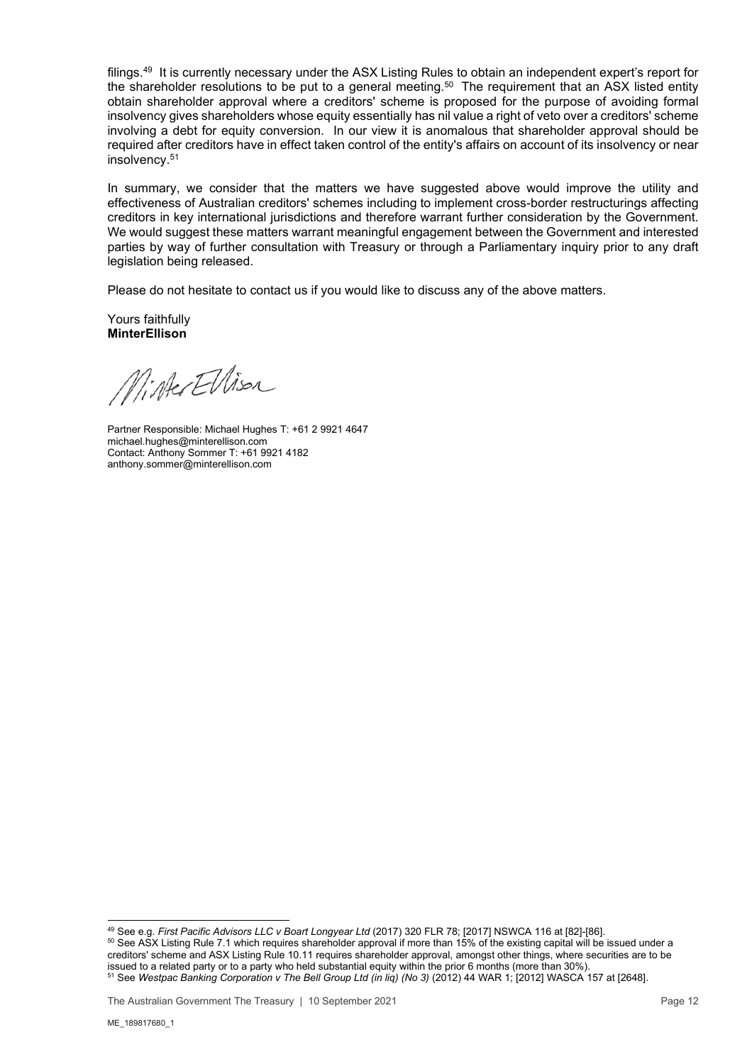filings.[49] It is currently necessary under the ASX Listing Rules to obtain an independent expert's report for the shareholder resolutions to be put to a general meeting.[50] The requirement that an ASX listed entity obtain shareholder approval where a creditors' scheme is proposed for the purpose of avoiding formal insolvency gives shareholders whose equity essentially has nil value a right of veto over a creditors' scheme involving a debt for equity conversion. In our view it is anomalous that shareholder approval should be required after creditors have in effect taken control of the entity's affairs on account of its insolvency or near insolvency.[51]

In summary, we consider that the matters we have suggested above would improve the utility and effectiveness of Australian creditors' schemes including to implement cross-border restructurings affecting creditors in key international jurisdictions and therefore warrant further consideration by the Government. We would suggest these matters warrant meaningful engagement between the Government and interested parties by way of further consultation with Treasury or through a Parliamentary inquiry prior to any draft legislation being released.

Please do not hesitate to contact us if you would like to discuss any of the above matters.

Yours faithfully
**MinterEllison**

Partner Responsible: Michael Hughes T: +61 2 9921 4647
michael.hughes@minterellison.com
Contact: Anthony Sommer T: +61 9921 4182
anthony.sommer@minterellison.com

---

[49] See e.g. *First Pacific Advisors LLC v Boart Longyear Ltd* (2017) 320 FLR 78; [2017] NSWCA 116 at [82]-[86].

[50] See ASX Listing Rule 7.1 which requires shareholder approval if more than 15% of the existing capital will be issued under a creditors' scheme and ASX Listing Rule 10.11 requires shareholder approval, amongst other things, where securities are to be issued to a related party or to a party who held substantial equity within the prior 6 months (more than 30%).

[51] See *Westpac Banking Corporation v The Bell Group Ltd (in liq) (No 3)* (2012) 44 WAR 1; [2012] WASCA 157 at [2648].